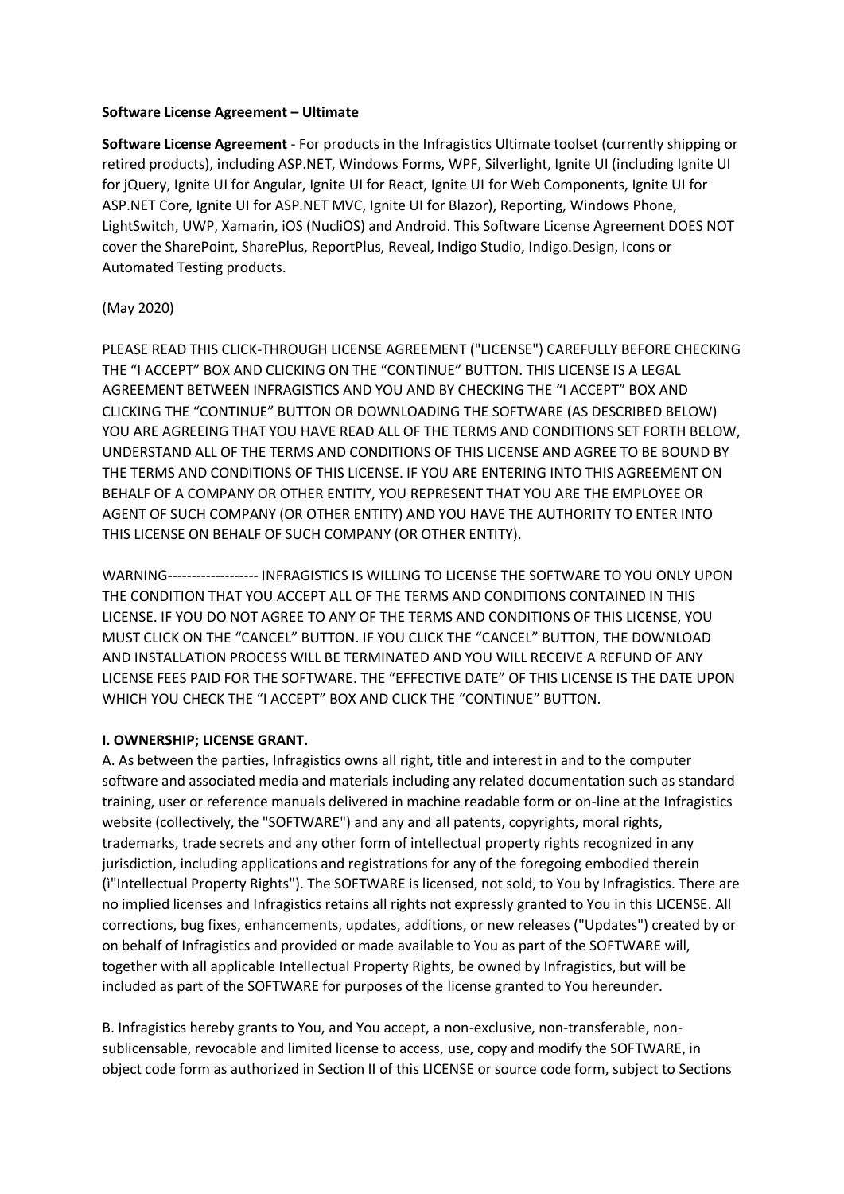**Software License Agreement – Ultimate**

**Software License Agreement** - For products in the Infragistics Ultimate toolset (currently shipping or retired products), including ASP.NET, Windows Forms, WPF, Silverlight, Ignite UI (including Ignite UI for jQuery, Ignite UI for Angular, Ignite UI for React, Ignite UI for Web Components, Ignite UI for ASP.NET Core, Ignite UI for ASP.NET MVC, Ignite UI for Blazor), Reporting, Windows Phone, LightSwitch, UWP, Xamarin, iOS (NucliOS) and Android. This Software License Agreement DOES NOT cover the SharePoint, SharePlus, ReportPlus, Reveal, Indigo Studio, Indigo.Design, Icons or Automated Testing products.

(May 2020)

PLEASE READ THIS CLICK-THROUGH LICENSE AGREEMENT ("LICENSE") CAREFULLY BEFORE CHECKING THE "I ACCEPT" BOX AND CLICKING ON THE "CONTINUE" BUTTON. THIS LICENSE IS A LEGAL AGREEMENT BETWEEN INFRAGISTICS AND YOU AND BY CHECKING THE "I ACCEPT" BOX AND CLICKING THE "CONTINUE" BUTTON OR DOWNLOADING THE SOFTWARE (AS DESCRIBED BELOW) YOU ARE AGREEING THAT YOU HAVE READ ALL OF THE TERMS AND CONDITIONS SET FORTH BELOW, UNDERSTAND ALL OF THE TERMS AND CONDITIONS OF THIS LICENSE AND AGREE TO BE BOUND BY THE TERMS AND CONDITIONS OF THIS LICENSE. IF YOU ARE ENTERING INTO THIS AGREEMENT ON BEHALF OF A COMPANY OR OTHER ENTITY, YOU REPRESENT THAT YOU ARE THE EMPLOYEE OR AGENT OF SUCH COMPANY (OR OTHER ENTITY) AND YOU HAVE THE AUTHORITY TO ENTER INTO THIS LICENSE ON BEHALF OF SUCH COMPANY (OR OTHER ENTITY).

WARNING------------------- INFRAGISTICS IS WILLING TO LICENSE THE SOFTWARE TO YOU ONLY UPON THE CONDITION THAT YOU ACCEPT ALL OF THE TERMS AND CONDITIONS CONTAINED IN THIS LICENSE. IF YOU DO NOT AGREE TO ANY OF THE TERMS AND CONDITIONS OF THIS LICENSE, YOU MUST CLICK ON THE "CANCEL" BUTTON. IF YOU CLICK THE "CANCEL" BUTTON, THE DOWNLOAD AND INSTALLATION PROCESS WILL BE TERMINATED AND YOU WILL RECEIVE A REFUND OF ANY LICENSE FEES PAID FOR THE SOFTWARE. THE "EFFECTIVE DATE" OF THIS LICENSE IS THE DATE UPON WHICH YOU CHECK THE "I ACCEPT" BOX AND CLICK THE "CONTINUE" BUTTON.

**I. OWNERSHIP; LICENSE GRANT.**

A. As between the parties, Infragistics owns all right, title and interest in and to the computer software and associated media and materials including any related documentation such as standard training, user or reference manuals delivered in machine readable form or on-line at the Infragistics website (collectively, the "SOFTWARE") and any and all patents, copyrights, moral rights, trademarks, trade secrets and any other form of intellectual property rights recognized in any jurisdiction, including applications and registrations for any of the foregoing embodied therein (ì"Intellectual Property Rights"). The SOFTWARE is licensed, not sold, to You by Infragistics. There are no implied licenses and Infragistics retains all rights not expressly granted to You in this LICENSE. All corrections, bug fixes, enhancements, updates, additions, or new releases ("Updates") created by or on behalf of Infragistics and provided or made available to You as part of the SOFTWARE will, together with all applicable Intellectual Property Rights, be owned by Infragistics, but will be included as part of the SOFTWARE for purposes of the license granted to You hereunder.

B. Infragistics hereby grants to You, and You accept, a non-exclusive, non-transferable, non-sublicensable, revocable and limited license to access, use, copy and modify the SOFTWARE, in object code form as authorized in Section II of this LICENSE or source code form, subject to Sections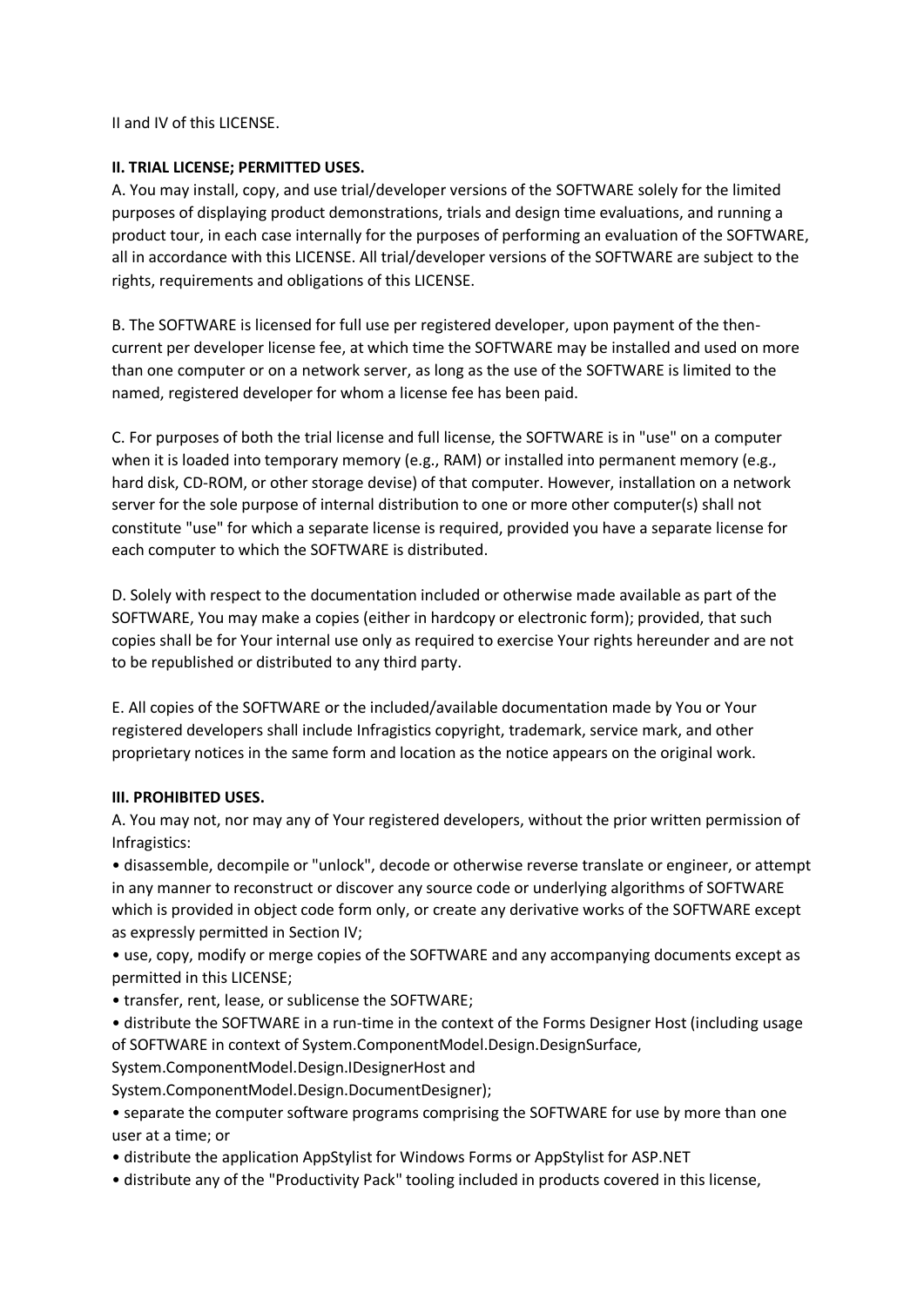II and IV of this LICENSE.

**II. TRIAL LICENSE; PERMITTED USES.**

A. You may install, copy, and use trial/developer versions of the SOFTWARE solely for the limited purposes of displaying product demonstrations, trials and design time evaluations, and running a product tour, in each case internally for the purposes of performing an evaluation of the SOFTWARE, all in accordance with this LICENSE. All trial/developer versions of the SOFTWARE are subject to the rights, requirements and obligations of this LICENSE.

B. The SOFTWARE is licensed for full use per registered developer, upon payment of the then-current per developer license fee, at which time the SOFTWARE may be installed and used on more than one computer or on a network server, as long as the use of the SOFTWARE is limited to the named, registered developer for whom a license fee has been paid.

C. For purposes of both the trial license and full license, the SOFTWARE is in "use" on a computer when it is loaded into temporary memory (e.g., RAM) or installed into permanent memory (e.g., hard disk, CD-ROM, or other storage devise) of that computer. However, installation on a network server for the sole purpose of internal distribution to one or more other computer(s) shall not constitute "use" for which a separate license is required, provided you have a separate license for each computer to which the SOFTWARE is distributed.

D. Solely with respect to the documentation included or otherwise made available as part of the SOFTWARE, You may make a copies (either in hardcopy or electronic form); provided, that such copies shall be for Your internal use only as required to exercise Your rights hereunder and are not to be republished or distributed to any third party.

E. All copies of the SOFTWARE or the included/available documentation made by You or Your registered developers shall include Infragistics copyright, trademark, service mark, and other proprietary notices in the same form and location as the notice appears on the original work.

**III. PROHIBITED USES.**

A. You may not, nor may any of Your registered developers, without the prior written permission of Infragistics:

- disassemble, decompile or "unlock", decode or otherwise reverse translate or engineer, or attempt in any manner to reconstruct or discover any source code or underlying algorithms of SOFTWARE which is provided in object code form only, or create any derivative works of the SOFTWARE except as expressly permitted in Section IV;
- use, copy, modify or merge copies of the SOFTWARE and any accompanying documents except as permitted in this LICENSE;
- transfer, rent, lease, or sublicense the SOFTWARE;
- distribute the SOFTWARE in a run-time in the context of the Forms Designer Host (including usage of SOFTWARE in context of System.ComponentModel.Design.DesignSurface, System.ComponentModel.Design.IDesignerHost and System.ComponentModel.Design.DocumentDesigner);
- separate the computer software programs comprising the SOFTWARE for use by more than one user at a time; or
- distribute the application AppStylist for Windows Forms or AppStylist for ASP.NET
- distribute any of the "Productivity Pack" tooling included in products covered in this license,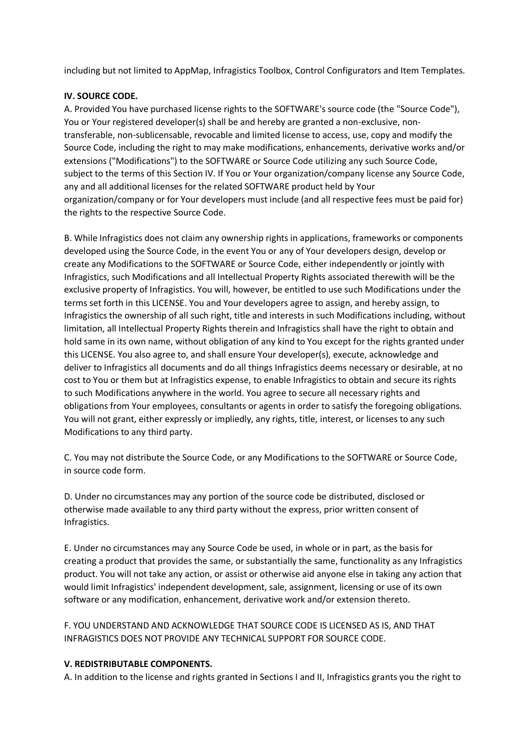including but not limited to AppMap, Infragistics Toolbox, Control Configurators and Item Templates.

**IV. SOURCE CODE.**

A. Provided You have purchased license rights to the SOFTWARE's source code (the "Source Code"), You or Your registered developer(s) shall be and hereby are granted a non-exclusive, non-transferable, non-sublicensable, revocable and limited license to access, use, copy and modify the Source Code, including the right to may make modifications, enhancements, derivative works and/or extensions ("Modifications") to the SOFTWARE or Source Code utilizing any such Source Code, subject to the terms of this Section IV. If You or Your organization/company license any Source Code, any and all additional licenses for the related SOFTWARE product held by Your organization/company or for Your developers must include (and all respective fees must be paid for) the rights to the respective Source Code.

B. While Infragistics does not claim any ownership rights in applications, frameworks or components developed using the Source Code, in the event You or any of Your developers design, develop or create any Modifications to the SOFTWARE or Source Code, either independently or jointly with Infragistics, such Modifications and all Intellectual Property Rights associated therewith will be the exclusive property of Infragistics. You will, however, be entitled to use such Modifications under the terms set forth in this LICENSE. You and Your developers agree to assign, and hereby assign, to Infragistics the ownership of all such right, title and interests in such Modifications including, without limitation, all Intellectual Property Rights therein and Infragistics shall have the right to obtain and hold same in its own name, without obligation of any kind to You except for the rights granted under this LICENSE. You also agree to, and shall ensure Your developer(s), execute, acknowledge and deliver to Infragistics all documents and do all things Infragistics deems necessary or desirable, at no cost to You or them but at Infragistics expense, to enable Infragistics to obtain and secure its rights to such Modifications anywhere in the world. You agree to secure all necessary rights and obligations from Your employees, consultants or agents in order to satisfy the foregoing obligations. You will not grant, either expressly or impliedly, any rights, title, interest, or licenses to any such Modifications to any third party.

C. You may not distribute the Source Code, or any Modifications to the SOFTWARE or Source Code, in source code form.

D. Under no circumstances may any portion of the source code be distributed, disclosed or otherwise made available to any third party without the express, prior written consent of Infragistics.

E. Under no circumstances may any Source Code be used, in whole or in part, as the basis for creating a product that provides the same, or substantially the same, functionality as any Infragistics product. You will not take any action, or assist or otherwise aid anyone else in taking any action that would limit Infragistics' independent development, sale, assignment, licensing or use of its own software or any modification, enhancement, derivative work and/or extension thereto.

F. YOU UNDERSTAND AND ACKNOWLEDGE THAT SOURCE CODE IS LICENSED AS IS, AND THAT INFRAGISTICS DOES NOT PROVIDE ANY TECHNICAL SUPPORT FOR SOURCE CODE.

**V. REDISTRIBUTABLE COMPONENTS.**

A. In addition to the license and rights granted in Sections I and II, Infragistics grants you the right to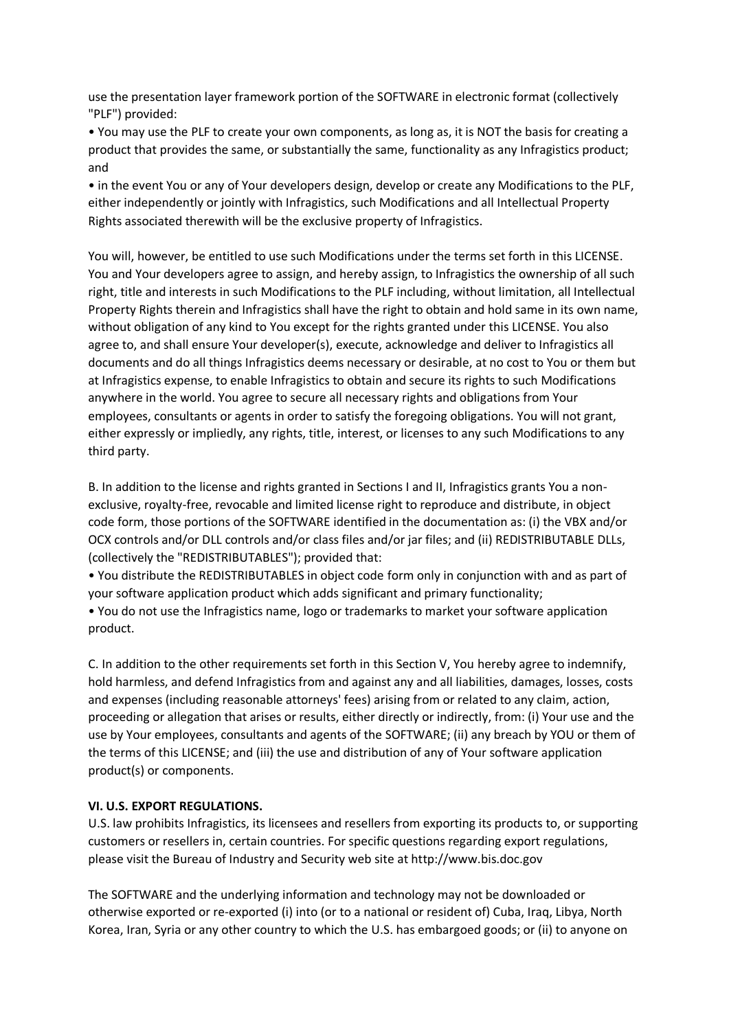use the presentation layer framework portion of the SOFTWARE in electronic format (collectively "PLF") provided:

- You may use the PLF to create your own components, as long as, it is NOT the basis for creating a product that provides the same, or substantially the same, functionality as any Infragistics product; and
- in the event You or any of Your developers design, develop or create any Modifications to the PLF, either independently or jointly with Infragistics, such Modifications and all Intellectual Property Rights associated therewith will be the exclusive property of Infragistics.

You will, however, be entitled to use such Modifications under the terms set forth in this LICENSE. You and Your developers agree to assign, and hereby assign, to Infragistics the ownership of all such right, title and interests in such Modifications to the PLF including, without limitation, all Intellectual Property Rights therein and Infragistics shall have the right to obtain and hold same in its own name, without obligation of any kind to You except for the rights granted under this LICENSE. You also agree to, and shall ensure Your developer(s), execute, acknowledge and deliver to Infragistics all documents and do all things Infragistics deems necessary or desirable, at no cost to You or them but at Infragistics expense, to enable Infragistics to obtain and secure its rights to such Modifications anywhere in the world. You agree to secure all necessary rights and obligations from Your employees, consultants or agents in order to satisfy the foregoing obligations. You will not grant, either expressly or impliedly, any rights, title, interest, or licenses to any such Modifications to any third party.

B. In addition to the license and rights granted in Sections I and II, Infragistics grants You a non-exclusive, royalty-free, revocable and limited license right to reproduce and distribute, in object code form, those portions of the SOFTWARE identified in the documentation as: (i) the VBX and/or OCX controls and/or DLL controls and/or class files and/or jar files; and (ii) REDISTRIBUTABLE DLLs, (collectively the "REDISTRIBUTABLES"); provided that:

- You distribute the REDISTRIBUTABLES in object code form only in conjunction with and as part of your software application product which adds significant and primary functionality;
- You do not use the Infragistics name, logo or trademarks to market your software application product.

C. In addition to the other requirements set forth in this Section V, You hereby agree to indemnify, hold harmless, and defend Infragistics from and against any and all liabilities, damages, losses, costs and expenses (including reasonable attorneys' fees) arising from or related to any claim, action, proceeding or allegation that arises or results, either directly or indirectly, from: (i) Your use and the use by Your employees, consultants and agents of the SOFTWARE; (ii) any breach by YOU or them of the terms of this LICENSE; and (iii) the use and distribution of any of Your software application product(s) or components.

**VI. U.S. EXPORT REGULATIONS.**

U.S. law prohibits Infragistics, its licensees and resellers from exporting its products to, or supporting customers or resellers in, certain countries. For specific questions regarding export regulations, please visit the Bureau of Industry and Security web site at http://www.bis.doc.gov

The SOFTWARE and the underlying information and technology may not be downloaded or otherwise exported or re-exported (i) into (or to a national or resident of) Cuba, Iraq, Libya, North Korea, Iran, Syria or any other country to which the U.S. has embargoed goods; or (ii) to anyone on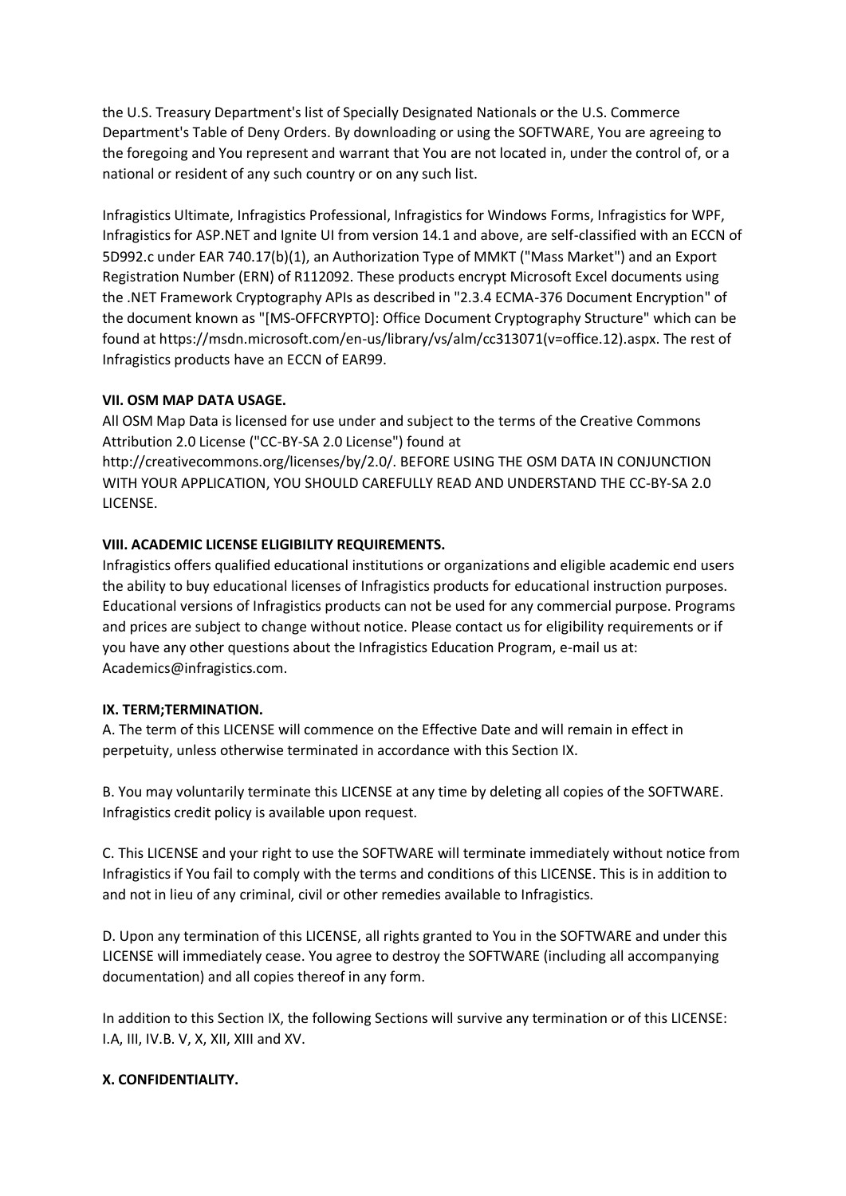the U.S. Treasury Department's list of Specially Designated Nationals or the U.S. Commerce Department's Table of Deny Orders. By downloading or using the SOFTWARE, You are agreeing to the foregoing and You represent and warrant that You are not located in, under the control of, or a national or resident of any such country or on any such list.

Infragistics Ultimate, Infragistics Professional, Infragistics for Windows Forms, Infragistics for WPF, Infragistics for ASP.NET and Ignite UI from version 14.1 and above, are self-classified with an ECCN of 5D992.c under EAR 740.17(b)(1), an Authorization Type of MMKT ("Mass Market") and an Export Registration Number (ERN) of R112092. These products encrypt Microsoft Excel documents using the .NET Framework Cryptography APIs as described in "2.3.4 ECMA-376 Document Encryption" of the document known as "[MS-OFFCRYPTO]: Office Document Cryptography Structure" which can be found at https://msdn.microsoft.com/en-us/library/vs/alm/cc313071(v=office.12).aspx. The rest of Infragistics products have an ECCN of EAR99.

**VII. OSM MAP DATA USAGE.**

All OSM Map Data is licensed for use under and subject to the terms of the Creative Commons Attribution 2.0 License ("CC-BY-SA 2.0 License") found at http://creativecommons.org/licenses/by/2.0/. BEFORE USING THE OSM DATA IN CONJUNCTION WITH YOUR APPLICATION, YOU SHOULD CAREFULLY READ AND UNDERSTAND THE CC-BY-SA 2.0 LICENSE.

**VIII. ACADEMIC LICENSE ELIGIBILITY REQUIREMENTS.**

Infragistics offers qualified educational institutions or organizations and eligible academic end users the ability to buy educational licenses of Infragistics products for educational instruction purposes. Educational versions of Infragistics products can not be used for any commercial purpose. Programs and prices are subject to change without notice. Please contact us for eligibility requirements or if you have any other questions about the Infragistics Education Program, e-mail us at: Academics@infragistics.com.

**IX. TERM;TERMINATION.**

A. The term of this LICENSE will commence on the Effective Date and will remain in effect in perpetuity, unless otherwise terminated in accordance with this Section IX.

B. You may voluntarily terminate this LICENSE at any time by deleting all copies of the SOFTWARE. Infragistics credit policy is available upon request.

C. This LICENSE and your right to use the SOFTWARE will terminate immediately without notice from Infragistics if You fail to comply with the terms and conditions of this LICENSE. This is in addition to and not in lieu of any criminal, civil or other remedies available to Infragistics.

D. Upon any termination of this LICENSE, all rights granted to You in the SOFTWARE and under this LICENSE will immediately cease. You agree to destroy the SOFTWARE (including all accompanying documentation) and all copies thereof in any form.

In addition to this Section IX, the following Sections will survive any termination or of this LICENSE: I.A, III, IV.B. V, X, XII, XIII and XV.

**X. CONFIDENTIALITY.**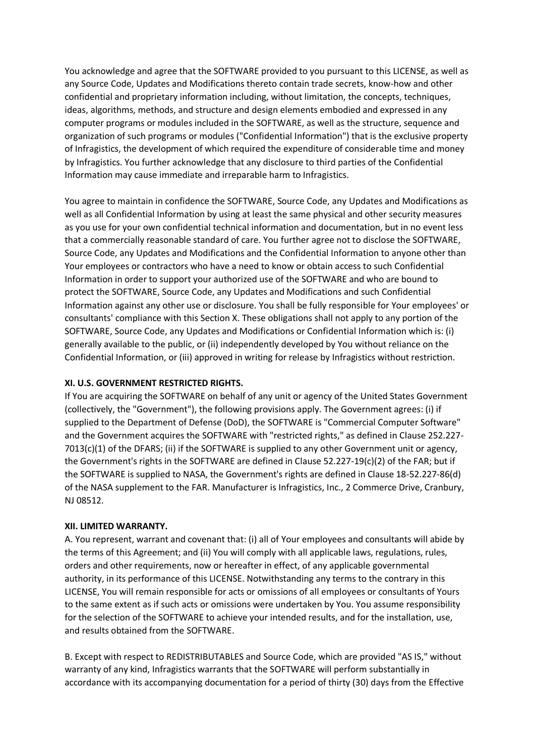You acknowledge and agree that the SOFTWARE provided to you pursuant to this LICENSE, as well as any Source Code, Updates and Modifications thereto contain trade secrets, know-how and other confidential and proprietary information including, without limitation, the concepts, techniques, ideas, algorithms, methods, and structure and design elements embodied and expressed in any computer programs or modules included in the SOFTWARE, as well as the structure, sequence and organization of such programs or modules ("Confidential Information") that is the exclusive property of Infragistics, the development of which required the expenditure of considerable time and money by Infragistics. You further acknowledge that any disclosure to third parties of the Confidential Information may cause immediate and irreparable harm to Infragistics.

You agree to maintain in confidence the SOFTWARE, Source Code, any Updates and Modifications as well as all Confidential Information by using at least the same physical and other security measures as you use for your own confidential technical information and documentation, but in no event less that a commercially reasonable standard of care. You further agree not to disclose the SOFTWARE, Source Code, any Updates and Modifications and the Confidential Information to anyone other than Your employees or contractors who have a need to know or obtain access to such Confidential Information in order to support your authorized use of the SOFTWARE and who are bound to protect the SOFTWARE, Source Code, any Updates and Modifications and such Confidential Information against any other use or disclosure. You shall be fully responsible for Your employees' or consultants' compliance with this Section X. These obligations shall not apply to any portion of the SOFTWARE, Source Code, any Updates and Modifications or Confidential Information which is: (i) generally available to the public, or (ii) independently developed by You without reliance on the Confidential Information, or (iii) approved in writing for release by Infragistics without restriction.

**XI. U.S. GOVERNMENT RESTRICTED RIGHTS.**

If You are acquiring the SOFTWARE on behalf of any unit or agency of the United States Government (collectively, the "Government"), the following provisions apply. The Government agrees: (i) if supplied to the Department of Defense (DoD), the SOFTWARE is "Commercial Computer Software" and the Government acquires the SOFTWARE with "restricted rights," as defined in Clause 252.227-7013(c)(1) of the DFARS; (ii) if the SOFTWARE is supplied to any other Government unit or agency, the Government's rights in the SOFTWARE are defined in Clause 52.227-19(c)(2) of the FAR; but if the SOFTWARE is supplied to NASA, the Government's rights are defined in Clause 18-52.227-86(d) of the NASA supplement to the FAR. Manufacturer is Infragistics, Inc., 2 Commerce Drive, Cranbury, NJ 08512.

**XII. LIMITED WARRANTY.**

A. You represent, warrant and covenant that: (i) all of Your employees and consultants will abide by the terms of this Agreement; and (ii) You will comply with all applicable laws, regulations, rules, orders and other requirements, now or hereafter in effect, of any applicable governmental authority, in its performance of this LICENSE. Notwithstanding any terms to the contrary in this LICENSE, You will remain responsible for acts or omissions of all employees or consultants of Yours to the same extent as if such acts or omissions were undertaken by You. You assume responsibility for the selection of the SOFTWARE to achieve your intended results, and for the installation, use, and results obtained from the SOFTWARE.

B. Except with respect to REDISTRIBUTABLES and Source Code, which are provided "AS IS," without warranty of any kind, Infragistics warrants that the SOFTWARE will perform substantially in accordance with its accompanying documentation for a period of thirty (30) days from the Effective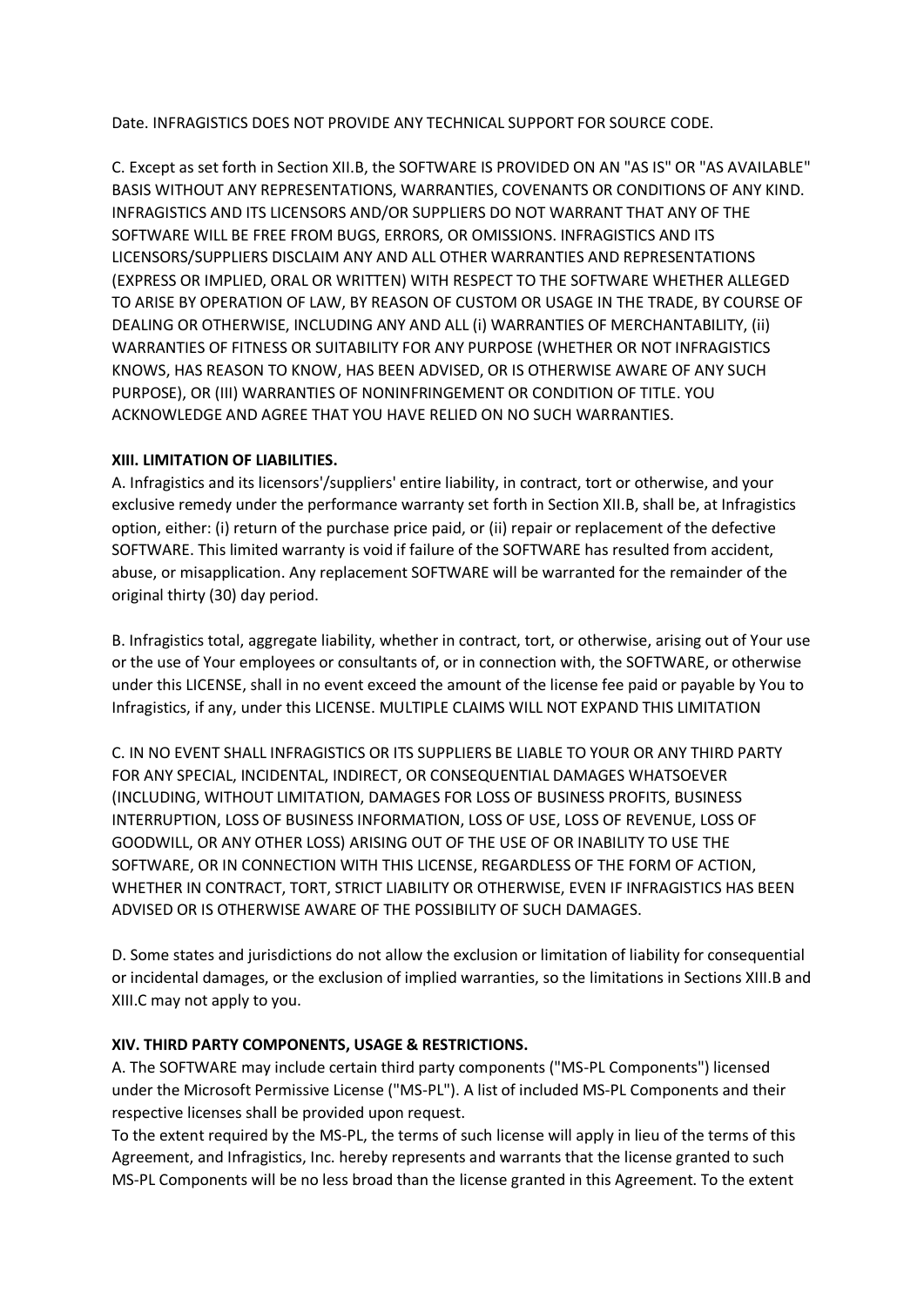Date. INFRAGISTICS DOES NOT PROVIDE ANY TECHNICAL SUPPORT FOR SOURCE CODE.

C. Except as set forth in Section XII.B, the SOFTWARE IS PROVIDED ON AN "AS IS" OR "AS AVAILABLE" BASIS WITHOUT ANY REPRESENTATIONS, WARRANTIES, COVENANTS OR CONDITIONS OF ANY KIND. INFRAGISTICS AND ITS LICENSORS AND/OR SUPPLIERS DO NOT WARRANT THAT ANY OF THE SOFTWARE WILL BE FREE FROM BUGS, ERRORS, OR OMISSIONS. INFRAGISTICS AND ITS LICENSORS/SUPPLIERS DISCLAIM ANY AND ALL OTHER WARRANTIES AND REPRESENTATIONS (EXPRESS OR IMPLIED, ORAL OR WRITTEN) WITH RESPECT TO THE SOFTWARE WHETHER ALLEGED TO ARISE BY OPERATION OF LAW, BY REASON OF CUSTOM OR USAGE IN THE TRADE, BY COURSE OF DEALING OR OTHERWISE, INCLUDING ANY AND ALL (i) WARRANTIES OF MERCHANTABILITY, (ii) WARRANTIES OF FITNESS OR SUITABILITY FOR ANY PURPOSE (WHETHER OR NOT INFRAGISTICS KNOWS, HAS REASON TO KNOW, HAS BEEN ADVISED, OR IS OTHERWISE AWARE OF ANY SUCH PURPOSE), OR (III) WARRANTIES OF NONINFRINGEMENT OR CONDITION OF TITLE. YOU ACKNOWLEDGE AND AGREE THAT YOU HAVE RELIED ON NO SUCH WARRANTIES.

**XIII. LIMITATION OF LIABILITIES.**

A. Infragistics and its licensors'/suppliers' entire liability, in contract, tort or otherwise, and your exclusive remedy under the performance warranty set forth in Section XII.B, shall be, at Infragistics option, either: (i) return of the purchase price paid, or (ii) repair or replacement of the defective SOFTWARE. This limited warranty is void if failure of the SOFTWARE has resulted from accident, abuse, or misapplication. Any replacement SOFTWARE will be warranted for the remainder of the original thirty (30) day period.

B. Infragistics total, aggregate liability, whether in contract, tort, or otherwise, arising out of Your use or the use of Your employees or consultants of, or in connection with, the SOFTWARE, or otherwise under this LICENSE, shall in no event exceed the amount of the license fee paid or payable by You to Infragistics, if any, under this LICENSE. MULTIPLE CLAIMS WILL NOT EXPAND THIS LIMITATION

C. IN NO EVENT SHALL INFRAGISTICS OR ITS SUPPLIERS BE LIABLE TO YOUR OR ANY THIRD PARTY FOR ANY SPECIAL, INCIDENTAL, INDIRECT, OR CONSEQUENTIAL DAMAGES WHATSOEVER (INCLUDING, WITHOUT LIMITATION, DAMAGES FOR LOSS OF BUSINESS PROFITS, BUSINESS INTERRUPTION, LOSS OF BUSINESS INFORMATION, LOSS OF USE, LOSS OF REVENUE, LOSS OF GOODWILL, OR ANY OTHER LOSS) ARISING OUT OF THE USE OF OR INABILITY TO USE THE SOFTWARE, OR IN CONNECTION WITH THIS LICENSE, REGARDLESS OF THE FORM OF ACTION, WHETHER IN CONTRACT, TORT, STRICT LIABILITY OR OTHERWISE, EVEN IF INFRAGISTICS HAS BEEN ADVISED OR IS OTHERWISE AWARE OF THE POSSIBILITY OF SUCH DAMAGES.

D. Some states and jurisdictions do not allow the exclusion or limitation of liability for consequential or incidental damages, or the exclusion of implied warranties, so the limitations in Sections XIII.B and XIII.C may not apply to you.

**XIV. THIRD PARTY COMPONENTS, USAGE & RESTRICTIONS.**

A. The SOFTWARE may include certain third party components ("MS-PL Components") licensed under the Microsoft Permissive License ("MS-PL"). A list of included MS-PL Components and their respective licenses shall be provided upon request.

To the extent required by the MS-PL, the terms of such license will apply in lieu of the terms of this Agreement, and Infragistics, Inc. hereby represents and warrants that the license granted to such MS-PL Components will be no less broad than the license granted in this Agreement. To the extent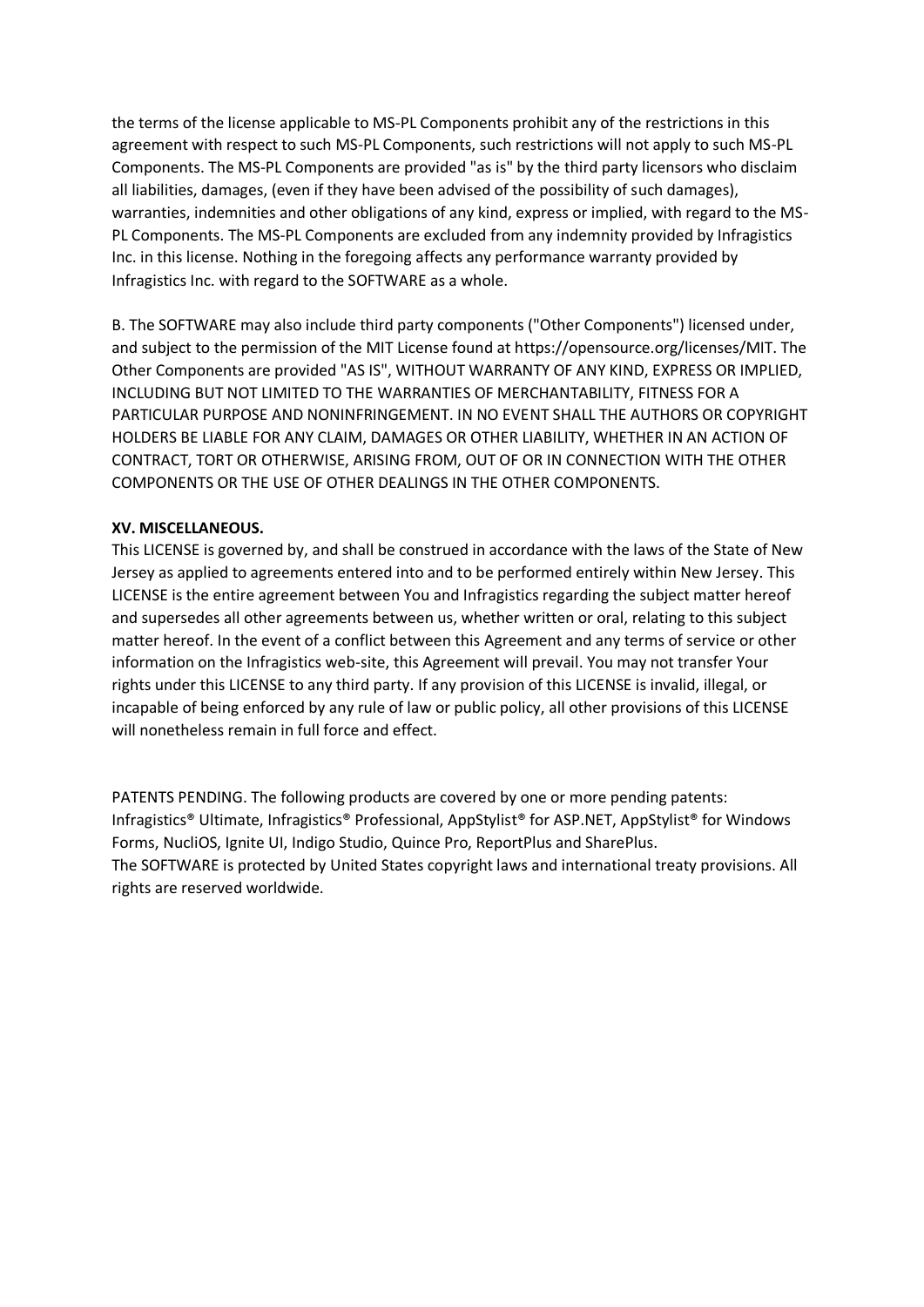the terms of the license applicable to MS-PL Components prohibit any of the restrictions in this agreement with respect to such MS-PL Components, such restrictions will not apply to such MS-PL Components. The MS-PL Components are provided "as is" by the third party licensors who disclaim all liabilities, damages, (even if they have been advised of the possibility of such damages), warranties, indemnities and other obligations of any kind, express or implied, with regard to the MS-PL Components. The MS-PL Components are excluded from any indemnity provided by Infragistics Inc. in this license. Nothing in the foregoing affects any performance warranty provided by Infragistics Inc. with regard to the SOFTWARE as a whole.

B. The SOFTWARE may also include third party components ("Other Components") licensed under, and subject to the permission of the MIT License found at https://opensource.org/licenses/MIT. The Other Components are provided "AS IS", WITHOUT WARRANTY OF ANY KIND, EXPRESS OR IMPLIED, INCLUDING BUT NOT LIMITED TO THE WARRANTIES OF MERCHANTABILITY, FITNESS FOR A PARTICULAR PURPOSE AND NONINFRINGEMENT. IN NO EVENT SHALL THE AUTHORS OR COPYRIGHT HOLDERS BE LIABLE FOR ANY CLAIM, DAMAGES OR OTHER LIABILITY, WHETHER IN AN ACTION OF CONTRACT, TORT OR OTHERWISE, ARISING FROM, OUT OF OR IN CONNECTION WITH THE OTHER COMPONENTS OR THE USE OF OTHER DEALINGS IN THE OTHER COMPONENTS.

**XV. MISCELLANEOUS.**

This LICENSE is governed by, and shall be construed in accordance with the laws of the State of New Jersey as applied to agreements entered into and to be performed entirely within New Jersey. This LICENSE is the entire agreement between You and Infragistics regarding the subject matter hereof and supersedes all other agreements between us, whether written or oral, relating to this subject matter hereof. In the event of a conflict between this Agreement and any terms of service or other information on the Infragistics web-site, this Agreement will prevail. You may not transfer Your rights under this LICENSE to any third party. If any provision of this LICENSE is invalid, illegal, or incapable of being enforced by any rule of law or public policy, all other provisions of this LICENSE will nonetheless remain in full force and effect.

PATENTS PENDING. The following products are covered by one or more pending patents: Infragistics® Ultimate, Infragistics® Professional, AppStylist® for ASP.NET, AppStylist® for Windows Forms, NucliOS, Ignite UI, Indigo Studio, Quince Pro, ReportPlus and SharePlus.
The SOFTWARE is protected by United States copyright laws and international treaty provisions. All rights are reserved worldwide.